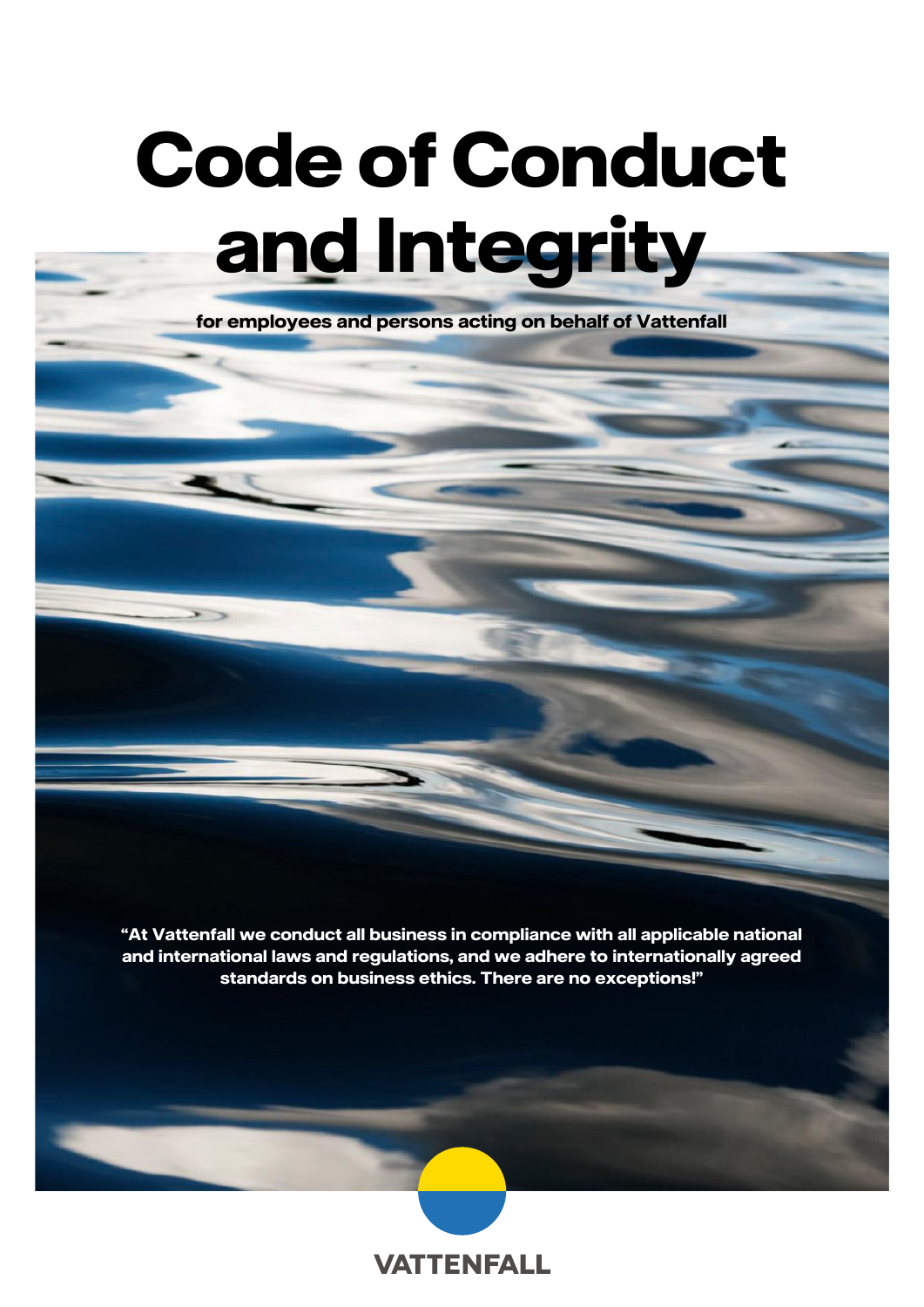# Code of Conduct and Integrity

**for employees and persons acting on behalf of Vattenfall**

**"At Vattenfall we conduct all business in compliance with all applicable national and international laws and regulations, and we adhere to internationally agreed standards on business ethics. There are no exceptions!"**

VATTENFALL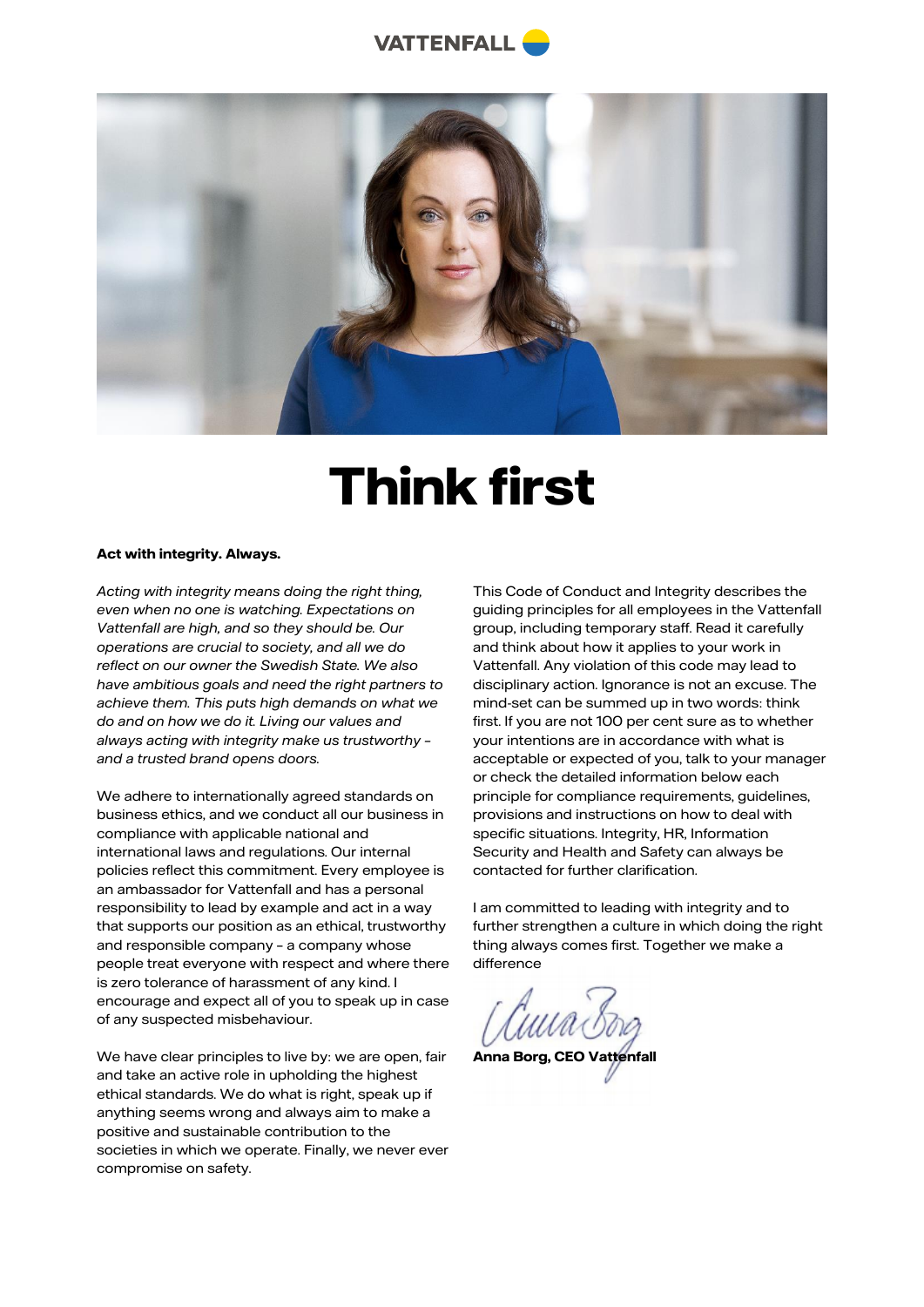# Think first

**Act with integrity. Always.**

*Acting with integrity means doing the right thing, even when no one is watching. Expectations on Vattenfall are high, and so they should be. Our operations are crucial to society, and all we do reflect on our owner the Swedish State. We also have ambitious goals and need the right partners to achieve them. This puts high demands on what we do and on how we do it. Living our values and always acting with integrity make us trustworthy – and a trusted brand opens doors.*

We adhere to internationally agreed standards on business ethics, and we conduct all our business in compliance with applicable national and international laws and regulations. Our internal policies reflect this commitment. Every employee is an ambassador for Vattenfall and has a personal responsibility to lead by example and act in a way that supports our position as an ethical, trustworthy and responsible company – a company whose people treat everyone with respect and where there is zero tolerance of harassment of any kind. I encourage and expect all of you to speak up in case of any suspected misbehaviour.

We have clear principles to live by: we are open, fair and take an active role in upholding the highest ethical standards. We do what is right, speak up if anything seems wrong and always aim to make a positive and sustainable contribution to the societies in which we operate. Finally, we never ever compromise on safety.

This Code of Conduct and Integrity describes the guiding principles for all employees in the Vattenfall group, including temporary staff. Read it carefully and think about how it applies to your work in Vattenfall. Any violation of this code may lead to disciplinary action. Ignorance is not an excuse. The mind-set can be summed up in two words: think first. If you are not 100 per cent sure as to whether your intentions are in accordance with what is acceptable or expected of you, talk to your manager or check the detailed information below each principle for compliance requirements, guidelines, provisions and instructions on how to deal with specific situations. Integrity, HR, Information Security and Health and Safety can always be contacted for further clarification.

I am committed to leading with integrity and to further strengthen a culture in which doing the right thing always comes first. Together we make a difference

**Anna Borg, CEO Vattenfall**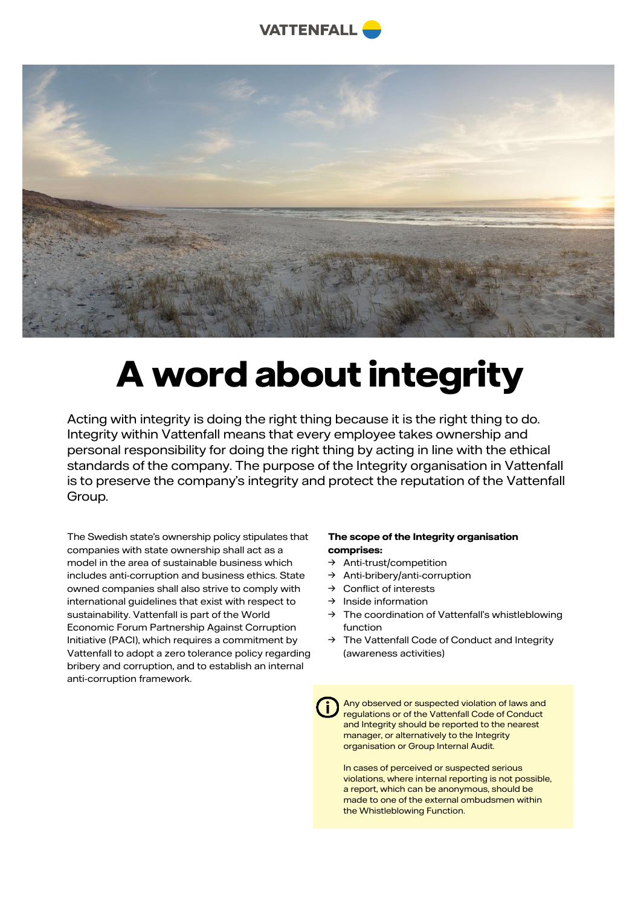# A word about integrity

Acting with integrity is doing the right thing because it is the right thing to do. Integrity within Vattenfall means that every employee takes ownership and personal responsibility for doing the right thing by acting in line with the ethical standards of the company. The purpose of the Integrity organisation in Vattenfall is to preserve the company's integrity and protect the reputation of the Vattenfall Group.

The Swedish state's ownership policy stipulates that companies with state ownership shall act as a model in the area of sustainable business which includes anti-corruption and business ethics. State owned companies shall also strive to comply with international guidelines that exist with respect to sustainability. Vattenfall is part of the World Economic Forum Partnership Against Corruption Initiative (PACI), which requires a commitment by Vattenfall to adopt a zero tolerance policy regarding bribery and corruption, and to establish an internal anti-corruption framework.

**The scope of the Integrity organisation comprises:**

- Anti-trust/competition
- Anti-bribery/anti-corruption
- Conflict of interests
- Inside information
- The coordination of Vattenfall's whistleblowing function
- The Vattenfall Code of Conduct and Integrity (awareness activities)

Any observed or suspected violation of laws and regulations or of the Vattenfall Code of Conduct and Integrity should be reported to the nearest manager, or alternatively to the Integrity organisation or Group Internal Audit.

In cases of perceived or suspected serious violations, where internal reporting is not possible, a report, which can be anonymous, should be made to one of the external ombudsmen within the Whistleblowing Function.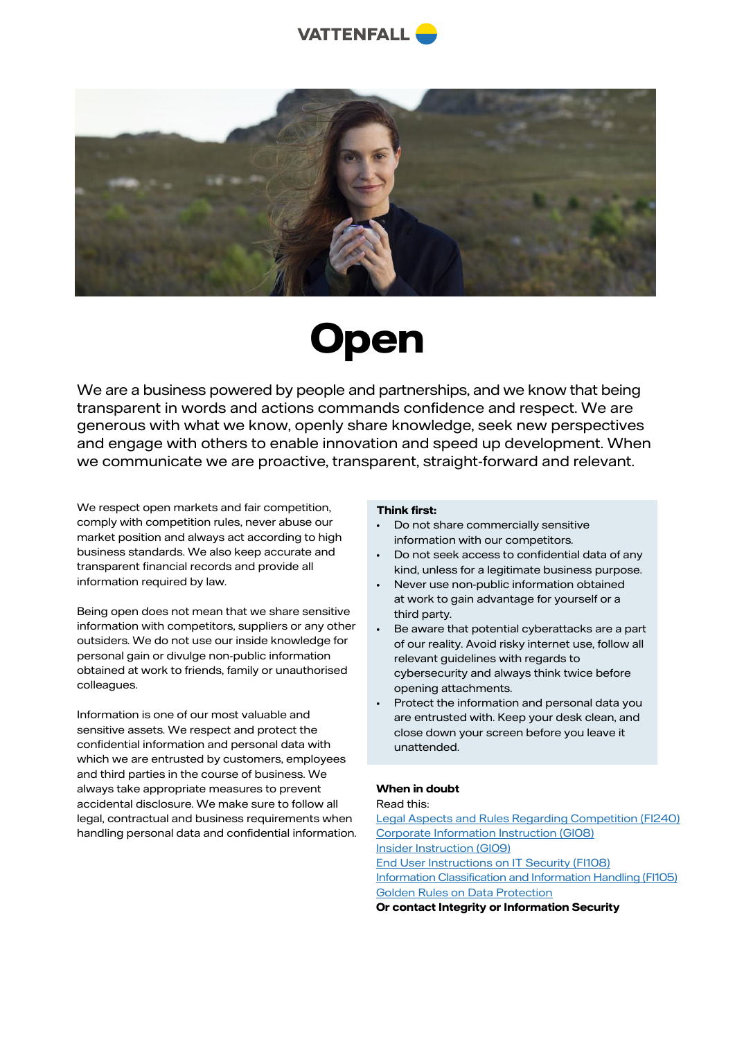# Open

We are a business powered by people and partnerships, and we know that being transparent in words and actions commands confidence and respect. We are generous with what we know, openly share knowledge, seek new perspectives and engage with others to enable innovation and speed up development. When we communicate we are proactive, transparent, straight-forward and relevant.

We respect open markets and fair competition, comply with competition rules, never abuse our market position and always act according to high business standards. We also keep accurate and transparent financial records and provide all information required by law.

Being open does not mean that we share sensitive information with competitors, suppliers or any other outsiders. We do not use our inside knowledge for personal gain or divulge non-public information obtained at work to friends, family or unauthorised colleagues.

Information is one of our most valuable and sensitive assets. We respect and protect the confidential information and personal data with which we are entrusted by customers, employees and third parties in the course of business. We always take appropriate measures to prevent accidental disclosure. We make sure to follow all legal, contractual and business requirements when handling personal data and confidential information.

**Think first:**

- Do not share commercially sensitive information with our competitors.
- Do not seek access to confidential data of any kind, unless for a legitimate business purpose.
- Never use non-public information obtained at work to gain advantage for yourself or a third party.
- Be aware that potential cyberattacks are a part of our reality. Avoid risky internet use, follow all relevant guidelines with regards to cybersecurity and always think twice before opening attachments.
- Protect the information and personal data you are entrusted with. Keep your desk clean, and close down your screen before you leave it unattended.

**When in doubt**

Read this:
Legal Aspects and Rules Regarding Competition (FI240)
Corporate Information Instruction (GI08)
Insider Instruction (GI09)
End User Instructions on IT Security (FI108)
Information Classification and Information Handling (FI105)
Golden Rules on Data Protection
**Or contact Integrity or Information Security**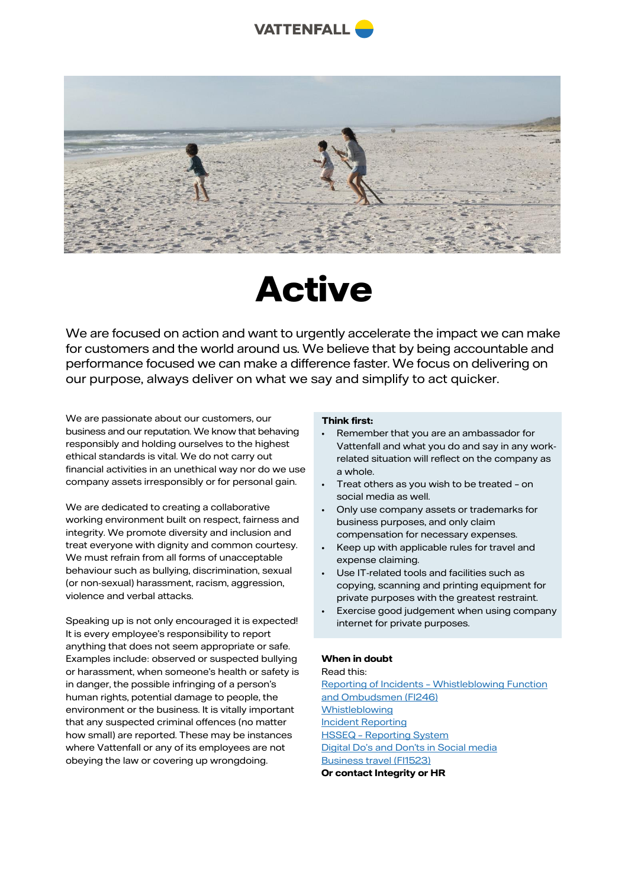# Active

We are focused on action and want to urgently accelerate the impact we can make for customers and the world around us. We believe that by being accountable and performance focused we can make a difference faster. We focus on delivering on our purpose, always deliver on what we say and simplify to act quicker.

We are passionate about our customers, our business and our reputation. We know that behaving responsibly and holding ourselves to the highest ethical standards is vital. We do not carry out financial activities in an unethical way nor do we use company assets irresponsibly or for personal gain.

We are dedicated to creating a collaborative working environment built on respect, fairness and integrity. We promote diversity and inclusion and treat everyone with dignity and common courtesy. We must refrain from all forms of unacceptable behaviour such as bullying, discrimination, sexual (or non-sexual) harassment, racism, aggression, violence and verbal attacks.

Speaking up is not only encouraged it is expected! It is every employee's responsibility to report anything that does not seem appropriate or safe. Examples include: observed or suspected bullying or harassment, when someone's health or safety is in danger, the possible infringing of a person's human rights, potential damage to people, the environment or the business. It is vitally important that any suspected criminal offences (no matter how small) are reported. These may be instances where Vattenfall or any of its employees are not obeying the law or covering up wrongdoing.

**Think first:**

- Remember that you are an ambassador for Vattenfall and what you do and say in any work-related situation will reflect on the company as a whole.
- Treat others as you wish to be treated – on social media as well.
- Only use company assets or trademarks for business purposes, and only claim compensation for necessary expenses.
- Keep up with applicable rules for travel and expense claiming.
- Use IT-related tools and facilities such as copying, scanning and printing equipment for private purposes with the greatest restraint.
- Exercise good judgement when using company internet for private purposes.

**When in doubt**

Read this:

Reporting of Incidents – Whistleblowing Function and Ombudsmen (FI246)
Whistleblowing
Incident Reporting
HSSEQ – Reporting System
Digital Do's and Don'ts in Social media
Business travel (FI1523)

**Or contact Integrity or HR**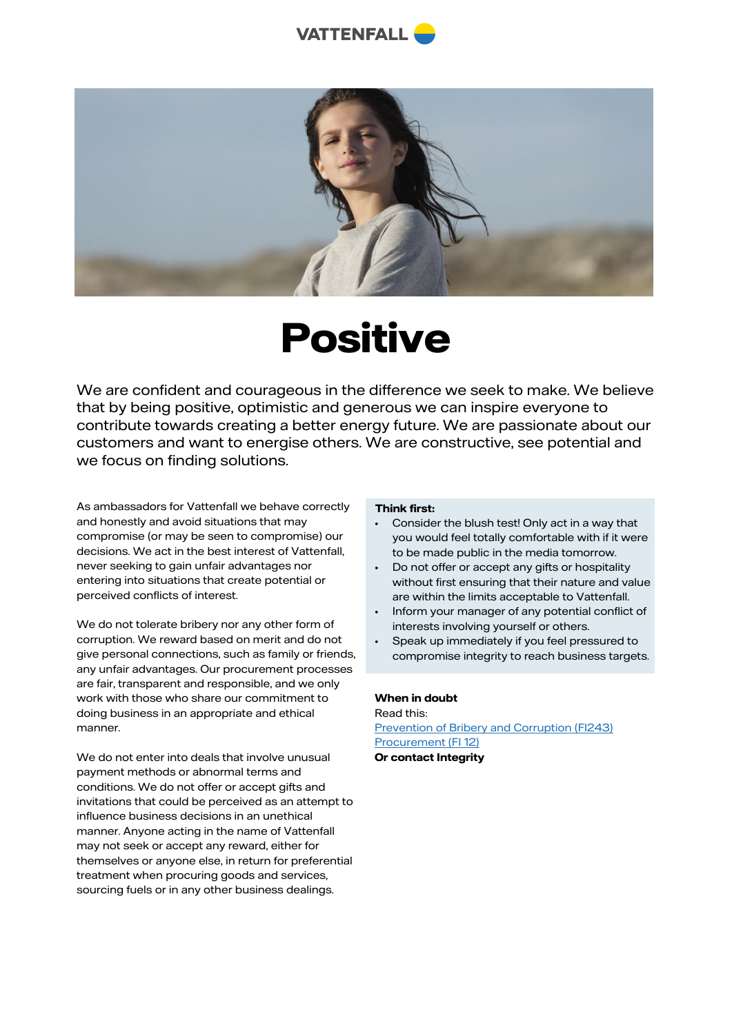# Positive

We are confident and courageous in the difference we seek to make. We believe that by being positive, optimistic and generous we can inspire everyone to contribute towards creating a better energy future. We are passionate about our customers and want to energise others. We are constructive, see potential and we focus on finding solutions.

As ambassadors for Vattenfall we behave correctly and honestly and avoid situations that may compromise (or may be seen to compromise) our decisions. We act in the best interest of Vattenfall, never seeking to gain unfair advantages nor entering into situations that create potential or perceived conflicts of interest.

We do not tolerate bribery nor any other form of corruption. We reward based on merit and do not give personal connections, such as family or friends, any unfair advantages. Our procurement processes are fair, transparent and responsible, and we only work with those who share our commitment to doing business in an appropriate and ethical manner.

We do not enter into deals that involve unusual payment methods or abnormal terms and conditions. We do not offer or accept gifts and invitations that could be perceived as an attempt to influence business decisions in an unethical manner. Anyone acting in the name of Vattenfall may not seek or accept any reward, either for themselves or anyone else, in return for preferential treatment when procuring goods and services, sourcing fuels or in any other business dealings.

**Think first:**

- Consider the blush test! Only act in a way that you would feel totally comfortable with if it were to be made public in the media tomorrow.
- Do not offer or accept any gifts or hospitality without first ensuring that their nature and value are within the limits acceptable to Vattenfall.
- Inform your manager of any potential conflict of interests involving yourself or others.
- Speak up immediately if you feel pressured to compromise integrity to reach business targets.

**When in doubt**

Read this:

Prevention of Bribery and Corruption (FI243)

Procurement (FI 12)

**Or contact Integrity**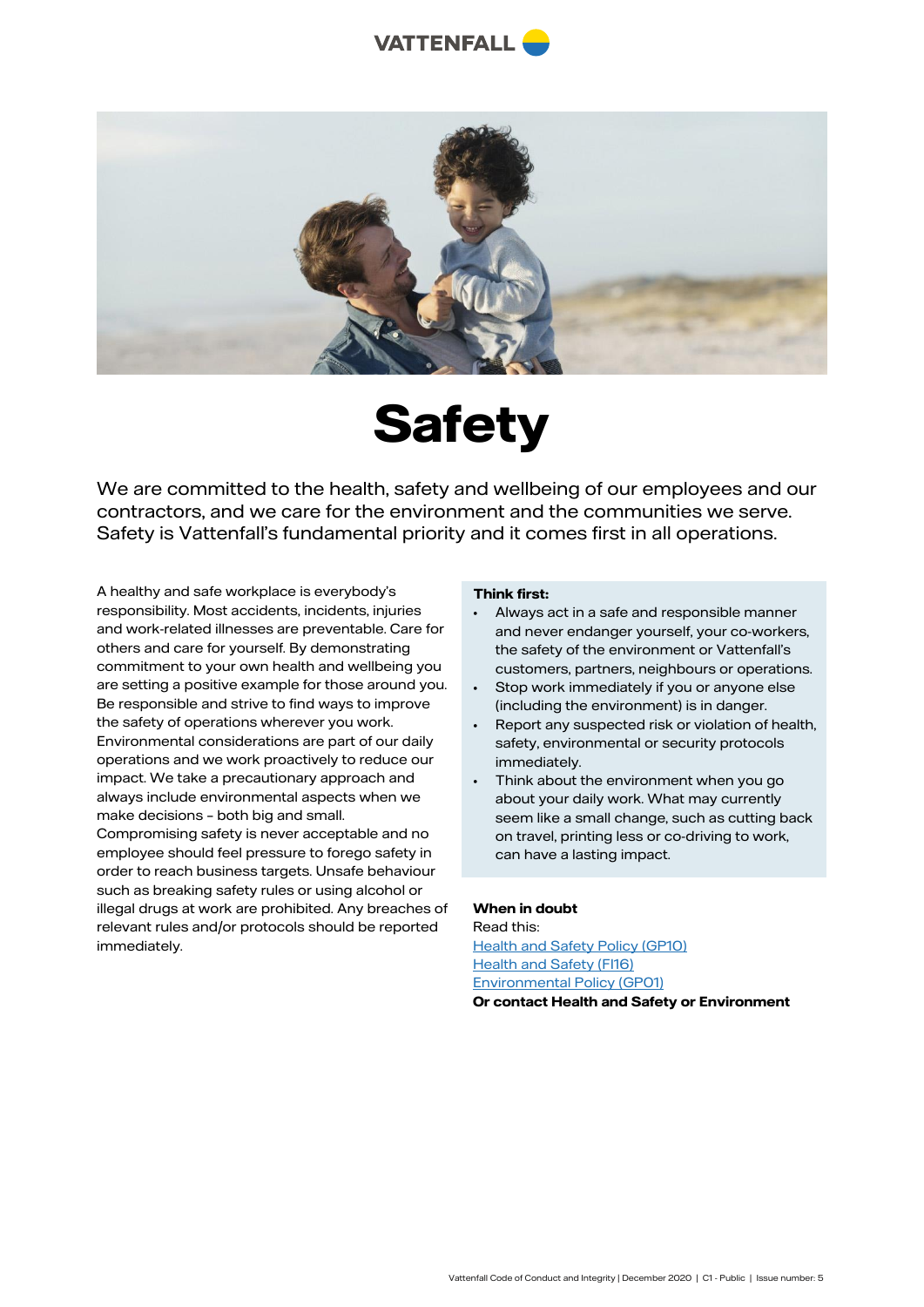# Safety

We are committed to the health, safety and wellbeing of our employees and our contractors, and we care for the environment and the communities we serve. Safety is Vattenfall's fundamental priority and it comes first in all operations.

A healthy and safe workplace is everybody's responsibility. Most accidents, incidents, injuries and work-related illnesses are preventable. Care for others and care for yourself. By demonstrating commitment to your own health and wellbeing you are setting a positive example for those around you. Be responsible and strive to find ways to improve the safety of operations wherever you work.

Environmental considerations are part of our daily operations and we work proactively to reduce our impact. We take a precautionary approach and always include environmental aspects when we make decisions – both big and small.

Compromising safety is never acceptable and no employee should feel pressure to forego safety in order to reach business targets. Unsafe behaviour such as breaking safety rules or using alcohol or illegal drugs at work are prohibited. Any breaches of relevant rules and/or protocols should be reported immediately.

**Think first:**

- Always act in a safe and responsible manner and never endanger yourself, your co-workers, the safety of the environment or Vattenfall's customers, partners, neighbours or operations.
- Stop work immediately if you or anyone else (including the environment) is in danger.
- Report any suspected risk or violation of health, safety, environmental or security protocols immediately.
- Think about the environment when you go about your daily work. What may currently seem like a small change, such as cutting back on travel, printing less or co-driving to work, can have a lasting impact.

**When in doubt**

Read this:

Health and Safety Policy (GP10)

Health and Safety (FI16)

Environmental Policy (GP01)

**Or contact Health and Safety or Environment**